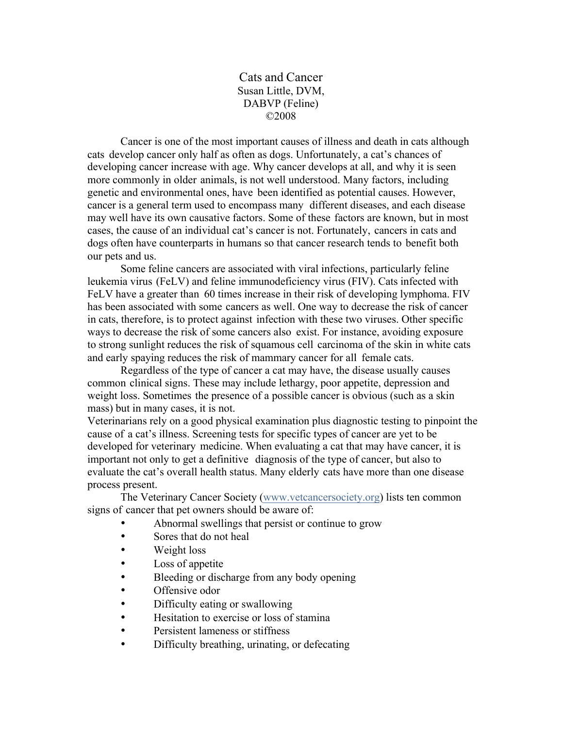# Cats and Cancer

Susan Little, DVM,
DABVP (Feline)
©2008

Cancer is one of the most important causes of illness and death in cats although cats develop cancer only half as often as dogs. Unfortunately, a cat's chances of developing cancer increase with age. Why cancer develops at all, and why it is seen more commonly in older animals, is not well understood. Many factors, including genetic and environmental ones, have been identified as potential causes. However, cancer is a general term used to encompass many different diseases, and each disease may well have its own causative factors. Some of these factors are known, but in most cases, the cause of an individual cat's cancer is not. Fortunately, cancers in cats and dogs often have counterparts in humans so that cancer research tends to benefit both our pets and us.

Some feline cancers are associated with viral infections, particularly feline leukemia virus (FeLV) and feline immunodeficiency virus (FIV). Cats infected with FeLV have a greater than 60 times increase in their risk of developing lymphoma. FIV has been associated with some cancers as well. One way to decrease the risk of cancer in cats, therefore, is to protect against infection with these two viruses. Other specific ways to decrease the risk of some cancers also exist. For instance, avoiding exposure to strong sunlight reduces the risk of squamous cell carcinoma of the skin in white cats and early spaying reduces the risk of mammary cancer for all female cats.

Regardless of the type of cancer a cat may have, the disease usually causes common clinical signs. These may include lethargy, poor appetite, depression and weight loss. Sometimes the presence of a possible cancer is obvious (such as a skin mass) but in many cases, it is not.

Veterinarians rely on a good physical examination plus diagnostic testing to pinpoint the cause of a cat's illness. Screening tests for specific types of cancer are yet to be developed for veterinary medicine. When evaluating a cat that may have cancer, it is important not only to get a definitive diagnosis of the type of cancer, but also to evaluate the cat's overall health status. Many elderly cats have more than one disease process present.

The Veterinary Cancer Society (www.vetcancersociety.org) lists ten common signs of cancer that pet owners should be aware of:

- Abnormal swellings that persist or continue to grow
- Sores that do not heal
- Weight loss
- Loss of appetite
- Bleeding or discharge from any body opening
- Offensive odor
- Difficulty eating or swallowing
- Hesitation to exercise or loss of stamina
- Persistent lameness or stiffness
- Difficulty breathing, urinating, or defecating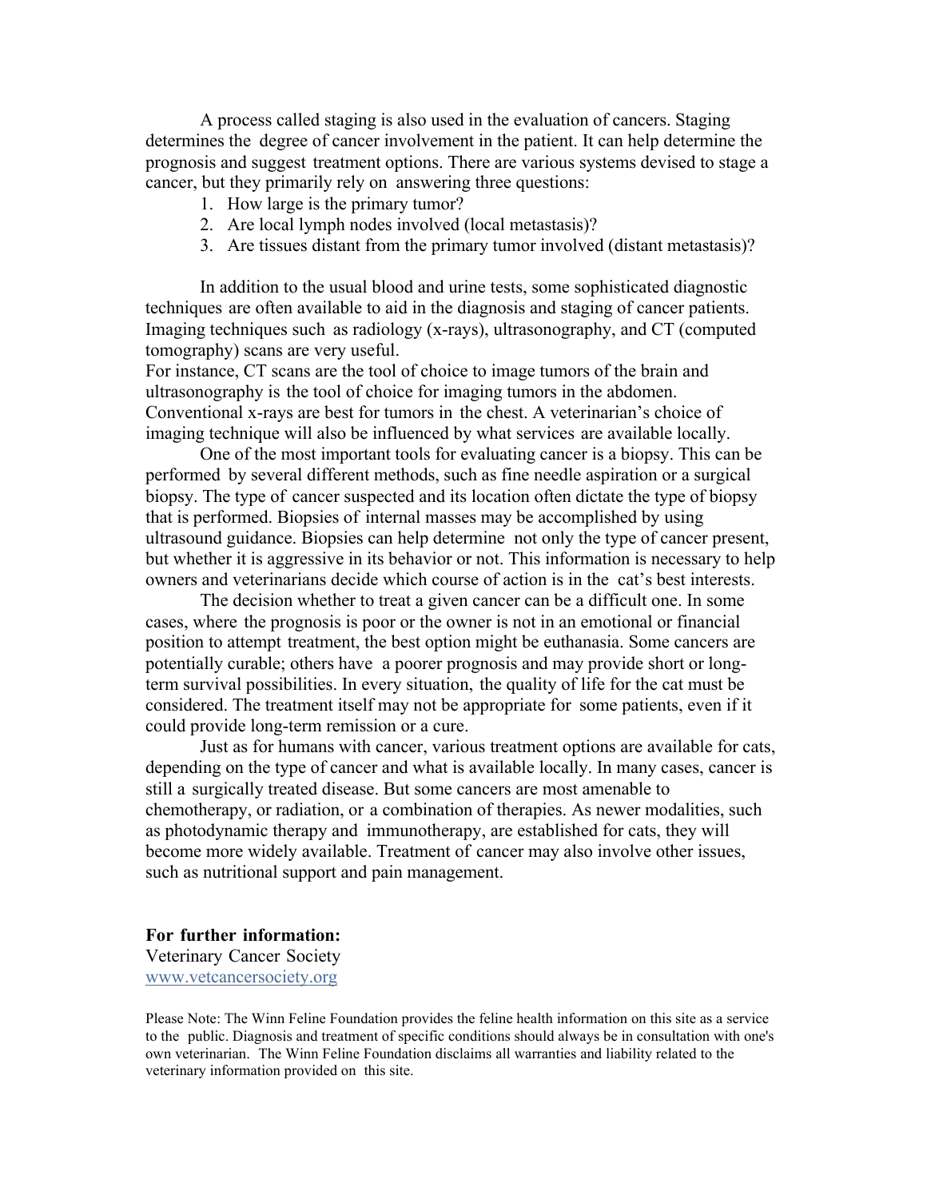A process called staging is also used in the evaluation of cancers. Staging determines the degree of cancer involvement in the patient. It can help determine the prognosis and suggest treatment options. There are various systems devised to stage a cancer, but they primarily rely on answering three questions:

1. How large is the primary tumor?
2. Are local lymph nodes involved (local metastasis)?
3. Are tissues distant from the primary tumor involved (distant metastasis)?

In addition to the usual blood and urine tests, some sophisticated diagnostic techniques are often available to aid in the diagnosis and staging of cancer patients. Imaging techniques such as radiology (x-rays), ultrasonography, and CT (computed tomography) scans are very useful.
For instance, CT scans are the tool of choice to image tumors of the brain and ultrasonography is the tool of choice for imaging tumors in the abdomen. Conventional x-rays are best for tumors in the chest. A veterinarian's choice of imaging technique will also be influenced by what services are available locally.

One of the most important tools for evaluating cancer is a biopsy. This can be performed by several different methods, such as fine needle aspiration or a surgical biopsy. The type of cancer suspected and its location often dictate the type of biopsy that is performed. Biopsies of internal masses may be accomplished by using ultrasound guidance. Biopsies can help determine not only the type of cancer present, but whether it is aggressive in its behavior or not. This information is necessary to help owners and veterinarians decide which course of action is in the cat's best interests.

The decision whether to treat a given cancer can be a difficult one. In some cases, where the prognosis is poor or the owner is not in an emotional or financial position to attempt treatment, the best option might be euthanasia. Some cancers are potentially curable; others have a poorer prognosis and may provide short or long-term survival possibilities. In every situation, the quality of life for the cat must be considered. The treatment itself may not be appropriate for some patients, even if it could provide long-term remission or a cure.

Just as for humans with cancer, various treatment options are available for cats, depending on the type of cancer and what is available locally. In many cases, cancer is still a surgically treated disease. But some cancers are most amenable to chemotherapy, or radiation, or a combination of therapies. As newer modalities, such as photodynamic therapy and immunotherapy, are established for cats, they will become more widely available. Treatment of cancer may also involve other issues, such as nutritional support and pain management.

**For further information:**
Veterinary Cancer Society
www.vetcancersociety.org

Please Note: The Winn Feline Foundation provides the feline health information on this site as a service to the public. Diagnosis and treatment of specific conditions should always be in consultation with one's own veterinarian. The Winn Feline Foundation disclaims all warranties and liability related to the veterinary information provided on this site.